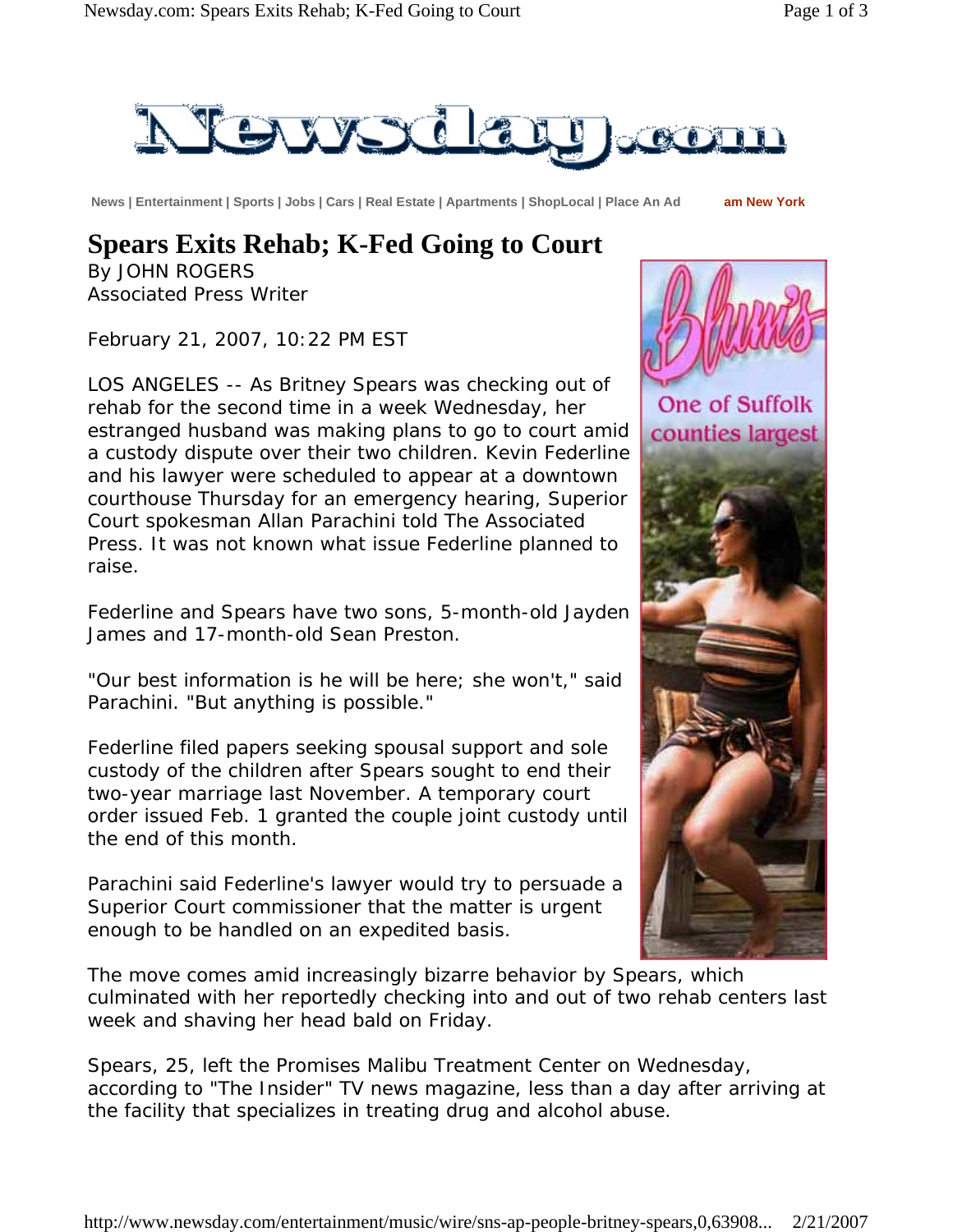# Spears Exits Rehab; K-Fed Going to Court

By JOHN ROGERS
Associated Press Writer

February 21, 2007, 10:22 PM EST

LOS ANGELES -- As Britney Spears was checking out of rehab for the second time in a week Wednesday, her estranged husband was making plans to go to court amid a custody dispute over their two children. Kevin Federline and his lawyer were scheduled to appear at a downtown courthouse Thursday for an emergency hearing, Superior Court spokesman Allan Parachini told The Associated Press. It was not known what issue Federline planned to raise.

Federline and Spears have two sons, 5-month-old Jayden James and 17-month-old Sean Preston.

"Our best information is he will be here; she won't," said Parachini. "But anything is possible."

Federline filed papers seeking spousal support and sole custody of the children after Spears sought to end their two-year marriage last November. A temporary court order issued Feb. 1 granted the couple joint custody until the end of this month.

Parachini said Federline's lawyer would try to persuade a Superior Court commissioner that the matter is urgent enough to be handled on an expedited basis.

The move comes amid increasingly bizarre behavior by Spears, which culminated with her reportedly checking into and out of two rehab centers last week and shaving her head bald on Friday.

Spears, 25, left the Promises Malibu Treatment Center on Wednesday, according to "The Insider" TV news magazine, less than a day after arriving at the facility that specializes in treating drug and alcohol abuse.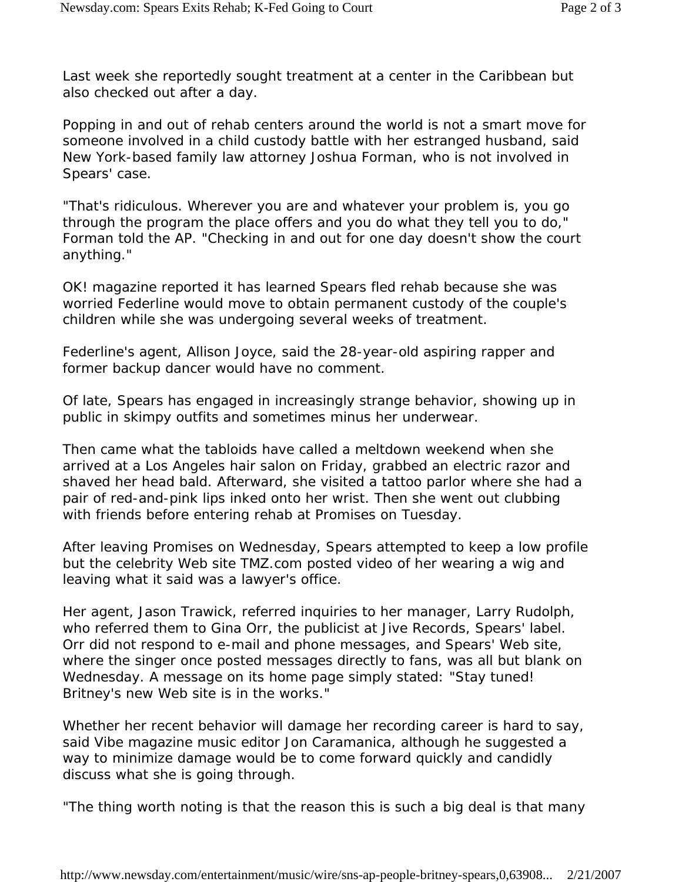Last week she reportedly sought treatment at a center in the Caribbean but also checked out after a day.

Popping in and out of rehab centers around the world is not a smart move for someone involved in a child custody battle with her estranged husband, said New York-based family law attorney Joshua Forman, who is not involved in Spears' case.

"That's ridiculous. Wherever you are and whatever your problem is, you go through the program the place offers and you do what they tell you to do," Forman told the AP. "Checking in and out for one day doesn't show the court anything."

OK! magazine reported it has learned Spears fled rehab because she was worried Federline would move to obtain permanent custody of the couple's children while she was undergoing several weeks of treatment.

Federline's agent, Allison Joyce, said the 28-year-old aspiring rapper and former backup dancer would have no comment.

Of late, Spears has engaged in increasingly strange behavior, showing up in public in skimpy outfits and sometimes minus her underwear.

Then came what the tabloids have called a meltdown weekend when she arrived at a Los Angeles hair salon on Friday, grabbed an electric razor and shaved her head bald. Afterward, she visited a tattoo parlor where she had a pair of red-and-pink lips inked onto her wrist. Then she went out clubbing with friends before entering rehab at Promises on Tuesday.

After leaving Promises on Wednesday, Spears attempted to keep a low profile but the celebrity Web site TMZ.com posted video of her wearing a wig and leaving what it said was a lawyer's office.

Her agent, Jason Trawick, referred inquiries to her manager, Larry Rudolph, who referred them to Gina Orr, the publicist at Jive Records, Spears' label. Orr did not respond to e-mail and phone messages, and Spears' Web site, where the singer once posted messages directly to fans, was all but blank on Wednesday. A message on its home page simply stated: "Stay tuned! Britney's new Web site is in the works."

Whether her recent behavior will damage her recording career is hard to say, said Vibe magazine music editor Jon Caramanica, although he suggested a way to minimize damage would be to come forward quickly and candidly discuss what she is going through.

"The thing worth noting is that the reason this is such a big deal is that many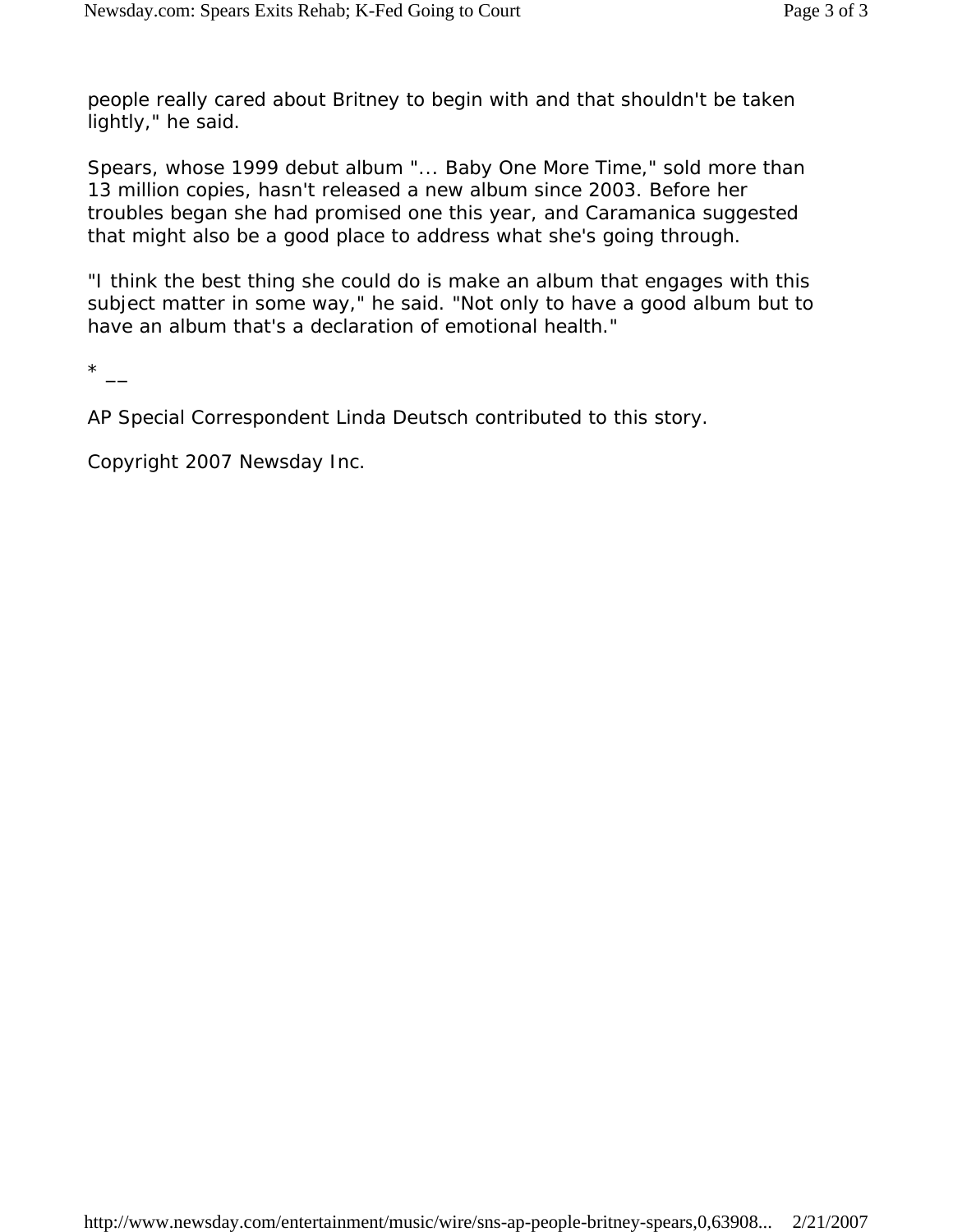people really cared about Britney to begin with and that shouldn't be taken lightly," he said.

Spears, whose 1999 debut album "... Baby One More Time," sold more than 13 million copies, hasn't released a new album since 2003. Before her troubles began she had promised one this year, and Caramanica suggested that might also be a good place to address what she's going through.

"I think the best thing she could do is make an album that engages with this subject matter in some way," he said. "Not only to have a good album but to have an album that's a declaration of emotional health."

* __

AP Special Correspondent Linda Deutsch contributed to this story.

Copyright 2007 Newsday Inc.